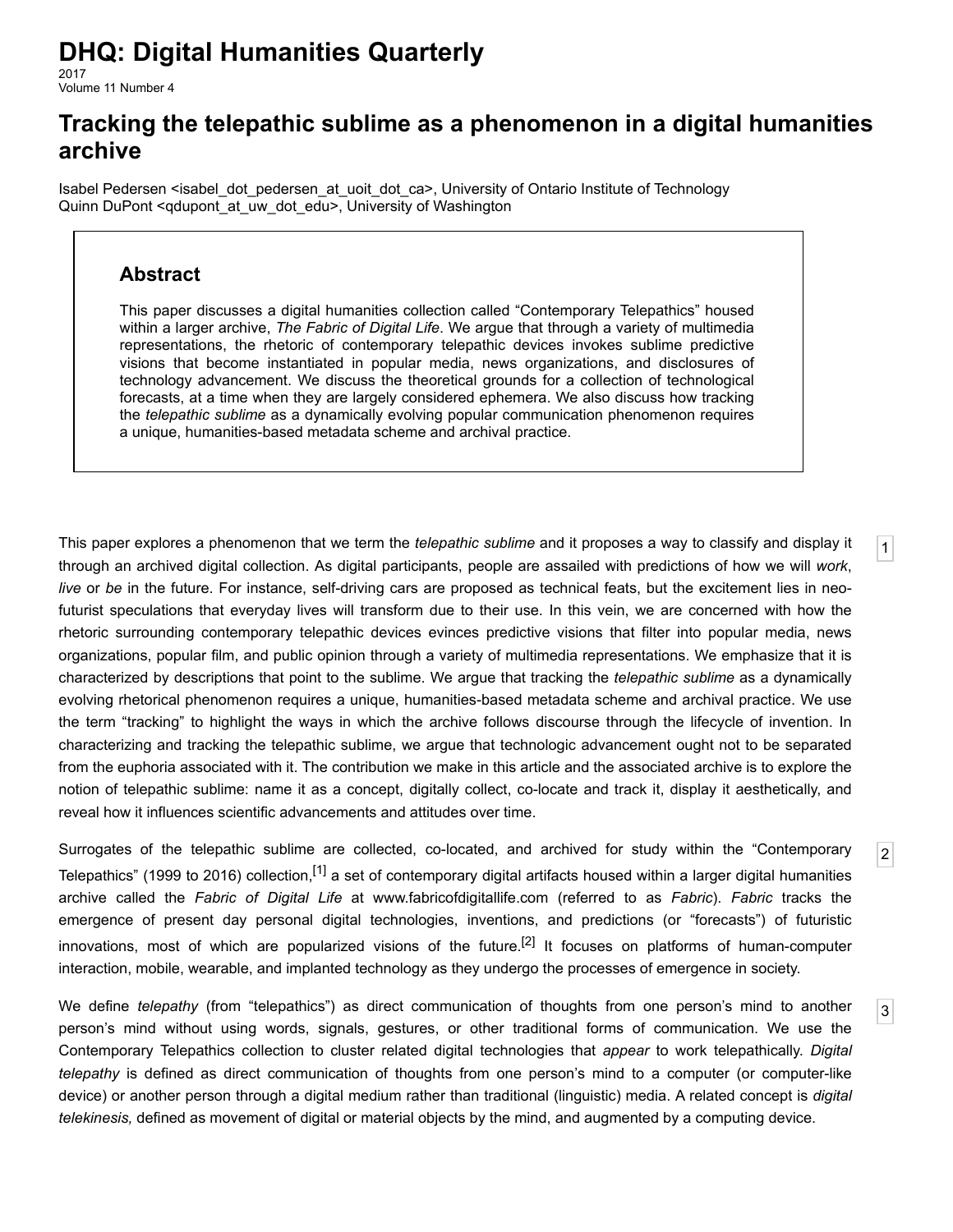# DHQ: Digital Humanities Quarterly

2017
Volume 11 Number 4

## Tracking the telepathic sublime as a phenomenon in a digital humanities archive

Isabel Pedersen <isabel_dot_pedersen_at_uoit_dot_ca>, University of Ontario Institute of Technology
Quinn DuPont <qdupont_at_uw_dot_edu>, University of Washington

### Abstract

This paper discusses a digital humanities collection called "Contemporary Telepathics" housed within a larger archive, *The Fabric of Digital Life*. We argue that through a variety of multimedia representations, the rhetoric of contemporary telepathic devices invokes sublime predictive visions that become instantiated in popular media, news organizations, and disclosures of technology advancement. We discuss the theoretical grounds for a collection of technological forecasts, at a time when they are largely considered ephemera. We also discuss how tracking the *telepathic sublime* as a dynamically evolving popular communication phenomenon requires a unique, humanities-based metadata scheme and archival practice.

1 This paper explores a phenomenon that we term the *telepathic sublime* and it proposes a way to classify and display it through an archived digital collection. As digital participants, people are assailed with predictions of how we will *work*, *live* or *be* in the future. For instance, self-driving cars are proposed as technical feats, but the excitement lies in neo-futurist speculations that everyday lives will transform due to their use. In this vein, we are concerned with how the rhetoric surrounding contemporary telepathic devices evinces predictive visions that filter into popular media, news organizations, popular film, and public opinion through a variety of multimedia representations. We emphasize that it is characterized by descriptions that point to the sublime. We argue that tracking the *telepathic sublime* as a dynamically evolving rhetorical phenomenon requires a unique, humanities-based metadata scheme and archival practice. We use the term "tracking" to highlight the ways in which the archive follows discourse through the lifecycle of invention. In characterizing and tracking the telepathic sublime, we argue that technologic advancement ought not to be separated from the euphoria associated with it. The contribution we make in this article and the associated archive is to explore the notion of telepathic sublime: name it as a concept, digitally collect, co-locate and track it, display it aesthetically, and reveal how it influences scientific advancements and attitudes over time.

2 Surrogates of the telepathic sublime are collected, co-located, and archived for study within the "Contemporary Telepathics" (1999 to 2016) collection,[1] a set of contemporary digital artifacts housed within a larger digital humanities archive called the *Fabric of Digital Life* at www.fabricofdigitallife.com (referred to as *Fabric*). *Fabric* tracks the emergence of present day personal digital technologies, inventions, and predictions (or "forecasts") of futuristic innovations, most of which are popularized visions of the future.[2] It focuses on platforms of human-computer interaction, mobile, wearable, and implanted technology as they undergo the processes of emergence in society.

3 We define *telepathy* (from "telepathics") as direct communication of thoughts from one person's mind to another person's mind without using words, signals, gestures, or other traditional forms of communication. We use the Contemporary Telepathics collection to cluster related digital technologies that *appear* to work telepathically. *Digital telepathy* is defined as direct communication of thoughts from one person's mind to a computer (or computer-like device) or another person through a digital medium rather than traditional (linguistic) media. A related concept is *digital telekinesis,* defined as movement of digital or material objects by the mind, and augmented by a computing device.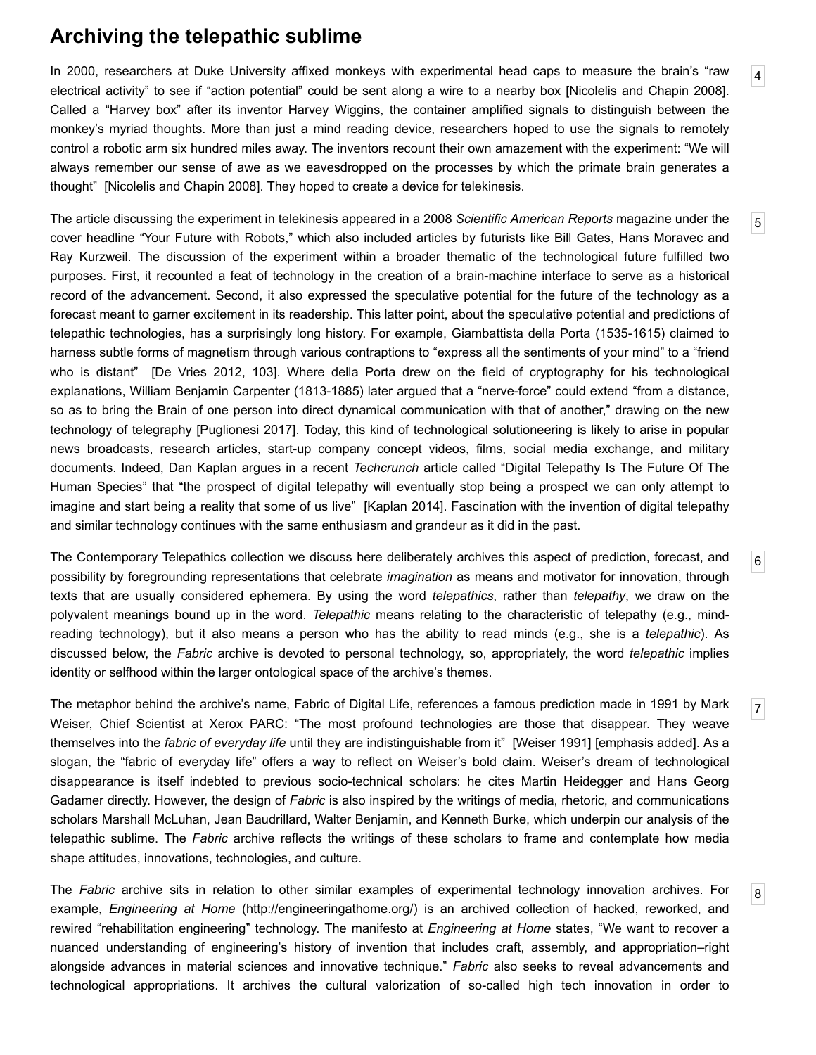## Archiving the telepathic sublime

[4] In 2000, researchers at Duke University affixed monkeys with experimental head caps to measure the brain's "raw electrical activity" to see if "action potential" could be sent along a wire to a nearby box [Nicolelis and Chapin 2008]. Called a "Harvey box" after its inventor Harvey Wiggins, the container amplified signals to distinguish between the monkey's myriad thoughts. More than just a mind reading device, researchers hoped to use the signals to remotely control a robotic arm six hundred miles away. The inventors recount their own amazement with the experiment: "We will always remember our sense of awe as we eavesdropped on the processes by which the primate brain generates a thought" [Nicolelis and Chapin 2008]. They hoped to create a device for telekinesis.

[5] The article discussing the experiment in telekinesis appeared in a 2008 *Scientific American Reports* magazine under the cover headline "Your Future with Robots," which also included articles by futurists like Bill Gates, Hans Moravec and Ray Kurzweil. The discussion of the experiment within a broader thematic of the technological future fulfilled two purposes. First, it recounted a feat of technology in the creation of a brain-machine interface to serve as a historical record of the advancement. Second, it also expressed the speculative potential for the future of the technology as a forecast meant to garner excitement in its readership. This latter point, about the speculative potential and predictions of telepathic technologies, has a surprisingly long history. For example, Giambattista della Porta (1535-1615) claimed to harness subtle forms of magnetism through various contraptions to "express all the sentiments of your mind" to a "friend who is distant" [De Vries 2012, 103]. Where della Porta drew on the field of cryptography for his technological explanations, William Benjamin Carpenter (1813-1885) later argued that a "nerve-force" could extend "from a distance, so as to bring the Brain of one person into direct dynamical communication with that of another," drawing on the new technology of telegraphy [Puglionesi 2017]. Today, this kind of technological solutioneering is likely to arise in popular news broadcasts, research articles, start-up company concept videos, films, social media exchange, and military documents. Indeed, Dan Kaplan argues in a recent *Techcrunch* article called "Digital Telepathy Is The Future Of The Human Species" that "the prospect of digital telepathy will eventually stop being a prospect we can only attempt to imagine and start being a reality that some of us live" [Kaplan 2014]. Fascination with the invention of digital telepathy and similar technology continues with the same enthusiasm and grandeur as it did in the past.

[6] The Contemporary Telepathics collection we discuss here deliberately archives this aspect of prediction, forecast, and possibility by foregrounding representations that celebrate *imagination* as means and motivator for innovation, through texts that are usually considered ephemera. By using the word *telepathics*, rather than *telepathy*, we draw on the polyvalent meanings bound up in the word. *Telepathic* means relating to the characteristic of telepathy (e.g., mind-reading technology), but it also means a person who has the ability to read minds (e.g., she is a *telepathic*). As discussed below, the *Fabric* archive is devoted to personal technology, so, appropriately, the word *telepathic* implies identity or selfhood within the larger ontological space of the archive's themes.

[7] The metaphor behind the archive's name, Fabric of Digital Life, references a famous prediction made in 1991 by Mark Weiser, Chief Scientist at Xerox PARC: "The most profound technologies are those that disappear. They weave themselves into the *fabric of everyday life* until they are indistinguishable from it" [Weiser 1991] [emphasis added]. As a slogan, the "fabric of everyday life" offers a way to reflect on Weiser's bold claim. Weiser's dream of technological disappearance is itself indebted to previous socio-technical scholars: he cites Martin Heidegger and Hans Georg Gadamer directly. However, the design of *Fabric* is also inspired by the writings of media, rhetoric, and communications scholars Marshall McLuhan, Jean Baudrillard, Walter Benjamin, and Kenneth Burke, which underpin our analysis of the telepathic sublime. The *Fabric* archive reflects the writings of these scholars to frame and contemplate how media shape attitudes, innovations, technologies, and culture.

[8] The *Fabric* archive sits in relation to other similar examples of experimental technology innovation archives. For example, *Engineering at Home* (http://engineeringathome.org/) is an archived collection of hacked, reworked, and rewired "rehabilitation engineering" technology. The manifesto at *Engineering at Home* states, "We want to recover a nuanced understanding of engineering's history of invention that includes craft, assembly, and appropriation–right alongside advances in material sciences and innovative technique." *Fabric* also seeks to reveal advancements and technological appropriations. It archives the cultural valorization of so-called high tech innovation in order to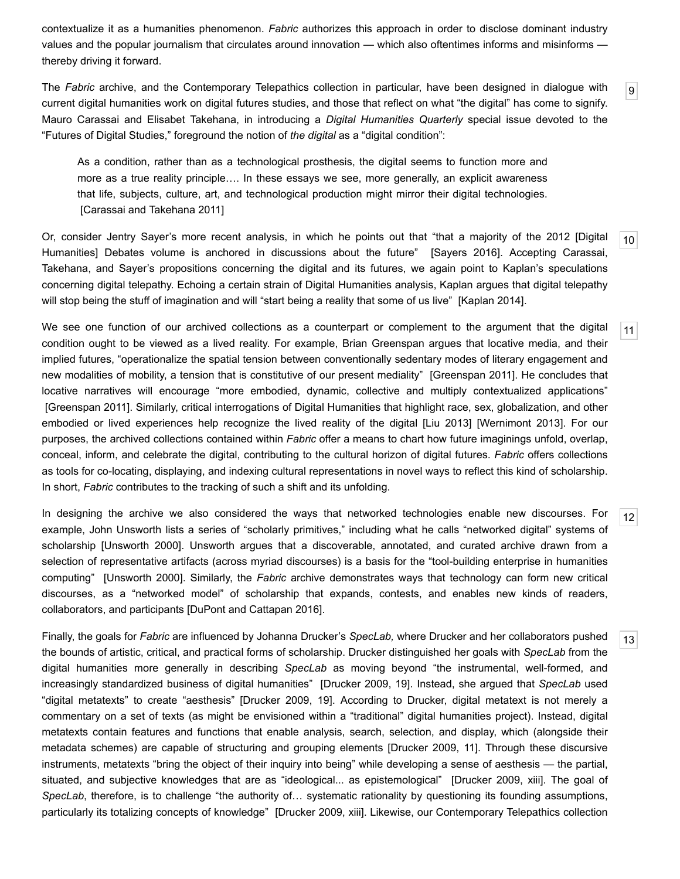contextualize it as a humanities phenomenon. *Fabric* authorizes this approach in order to disclose dominant industry values and the popular journalism that circulates around innovation — which also oftentimes informs and misinforms — thereby driving it forward.

9

The *Fabric* archive, and the Contemporary Telepathics collection in particular, have been designed in dialogue with current digital humanities work on digital futures studies, and those that reflect on what "the digital" has come to signify. Mauro Carassai and Elisabet Takehana, in introducing a *Digital Humanities Quarterly* special issue devoted to the "Futures of Digital Studies," foreground the notion of *the digital* as a "digital condition":

> As a condition, rather than as a technological prosthesis, the digital seems to function more and more as a true reality principle…. In these essays we see, more generally, an explicit awareness that life, subjects, culture, art, and technological production might mirror their digital technologies. [Carassai and Takehana 2011]

10

Or, consider Jentry Sayer's more recent analysis, in which he points out that "that a majority of the 2012 [Digital Humanities] Debates volume is anchored in discussions about the future" [Sayers 2016]. Accepting Carassai, Takehana, and Sayer's propositions concerning the digital and its futures, we again point to Kaplan's speculations concerning digital telepathy. Echoing a certain strain of Digital Humanities analysis, Kaplan argues that digital telepathy will stop being the stuff of imagination and will "start being a reality that some of us live" [Kaplan 2014].

11

We see one function of our archived collections as a counterpart or complement to the argument that the digital condition ought to be viewed as a lived reality. For example, Brian Greenspan argues that locative media, and their implied futures, "operationalize the spatial tension between conventionally sedentary modes of literary engagement and new modalities of mobility, a tension that is constitutive of our present mediality" [Greenspan 2011]. He concludes that locative narratives will encourage "more embodied, dynamic, collective and multiply contextualized applications" [Greenspan 2011]. Similarly, critical interrogations of Digital Humanities that highlight race, sex, globalization, and other embodied or lived experiences help recognize the lived reality of the digital [Liu 2013] [Wernimont 2013]. For our purposes, the archived collections contained within *Fabric* offer a means to chart how future imaginings unfold, overlap, conceal, inform, and celebrate the digital, contributing to the cultural horizon of digital futures. *Fabric* offers collections as tools for co-locating, displaying, and indexing cultural representations in novel ways to reflect this kind of scholarship. In short, *Fabric* contributes to the tracking of such a shift and its unfolding.

12

In designing the archive we also considered the ways that networked technologies enable new discourses. For example, John Unsworth lists a series of "scholarly primitives," including what he calls "networked digital" systems of scholarship [Unsworth 2000]. Unsworth argues that a discoverable, annotated, and curated archive drawn from a selection of representative artifacts (across myriad discourses) is a basis for the "tool-building enterprise in humanities computing" [Unsworth 2000]. Similarly, the *Fabric* archive demonstrates ways that technology can form new critical discourses, as a "networked model" of scholarship that expands, contests, and enables new kinds of readers, collaborators, and participants [DuPont and Cattapan 2016].

13

Finally, the goals for *Fabric* are influenced by Johanna Drucker's *SpecLab,* where Drucker and her collaborators pushed the bounds of artistic, critical, and practical forms of scholarship. Drucker distinguished her goals with *SpecLab* from the digital humanities more generally in describing *SpecLab* as moving beyond "the instrumental, well-formed, and increasingly standardized business of digital humanities" [Drucker 2009, 19]. Instead, she argued that *SpecLab* used "digital metatexts" to create "aesthesis" [Drucker 2009, 19]. According to Drucker, digital metatext is not merely a commentary on a set of texts (as might be envisioned within a "traditional" digital humanities project). Instead, digital metatexts contain features and functions that enable analysis, search, selection, and display, which (alongside their metadata schemes) are capable of structuring and grouping elements [Drucker 2009, 11]. Through these discursive instruments, metatexts "bring the object of their inquiry into being" while developing a sense of aesthesis — the partial, situated, and subjective knowledges that are as "ideological... as epistemological" [Drucker 2009, xiii]. The goal of *SpecLab*, therefore, is to challenge "the authority of… systematic rationality by questioning its founding assumptions, particularly its totalizing concepts of knowledge" [Drucker 2009, xiii]. Likewise, our Contemporary Telepathics collection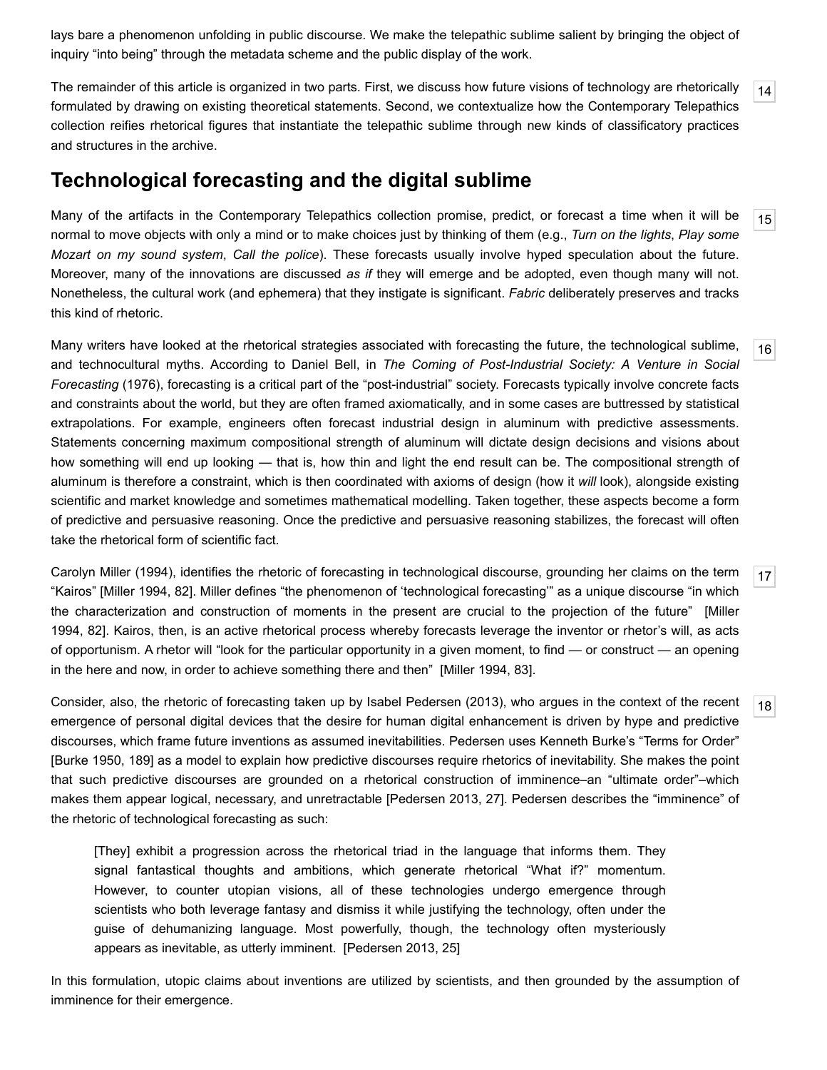lays bare a phenomenon unfolding in public discourse. We make the telepathic sublime salient by bringing the object of inquiry "into being" through the metadata scheme and the public display of the work.

The remainder of this article is organized in two parts. First, we discuss how future visions of technology are rhetorically formulated by drawing on existing theoretical statements. Second, we contextualize how the Contemporary Telepathics collection reifies rhetorical figures that instantiate the telepathic sublime through new kinds of classificatory practices and structures in the archive.

## Technological forecasting and the digital sublime

Many of the artifacts in the Contemporary Telepathics collection promise, predict, or forecast a time when it will be normal to move objects with only a mind or to make choices just by thinking of them (e.g., *Turn on the lights*, *Play some Mozart on my sound system*, *Call the police*). These forecasts usually involve hyped speculation about the future. Moreover, many of the innovations are discussed *as if* they will emerge and be adopted, even though many will not. Nonetheless, the cultural work (and ephemera) that they instigate is significant. *Fabric* deliberately preserves and tracks this kind of rhetoric.

Many writers have looked at the rhetorical strategies associated with forecasting the future, the technological sublime, and technocultural myths. According to Daniel Bell, in *The Coming of Post-Industrial Society: A Venture in Social Forecasting* (1976), forecasting is a critical part of the "post-industrial" society. Forecasts typically involve concrete facts and constraints about the world, but they are often framed axiomatically, and in some cases are buttressed by statistical extrapolations. For example, engineers often forecast industrial design in aluminum with predictive assessments. Statements concerning maximum compositional strength of aluminum will dictate design decisions and visions about how something will end up looking — that is, how thin and light the end result can be. The compositional strength of aluminum is therefore a constraint, which is then coordinated with axioms of design (how it *will* look), alongside existing scientific and market knowledge and sometimes mathematical modelling. Taken together, these aspects become a form of predictive and persuasive reasoning. Once the predictive and persuasive reasoning stabilizes, the forecast will often take the rhetorical form of scientific fact.

Carolyn Miller (1994), identifies the rhetoric of forecasting in technological discourse, grounding her claims on the term "Kairos" [Miller 1994, 82]. Miller defines "the phenomenon of 'technological forecasting'" as a unique discourse "in which the characterization and construction of moments in the present are crucial to the projection of the future" [Miller 1994, 82]. Kairos, then, is an active rhetorical process whereby forecasts leverage the inventor or rhetor's will, as acts of opportunism. A rhetor will "look for the particular opportunity in a given moment, to find — or construct — an opening in the here and now, in order to achieve something there and then" [Miller 1994, 83].

Consider, also, the rhetoric of forecasting taken up by Isabel Pedersen (2013), who argues in the context of the recent emergence of personal digital devices that the desire for human digital enhancement is driven by hype and predictive discourses, which frame future inventions as assumed inevitabilities. Pedersen uses Kenneth Burke's "Terms for Order" [Burke 1950, 189] as a model to explain how predictive discourses require rhetorics of inevitability. She makes the point that such predictive discourses are grounded on a rhetorical construction of imminence–an "ultimate order"–which makes them appear logical, necessary, and unretractable [Pedersen 2013, 27]. Pedersen describes the "imminence" of the rhetoric of technological forecasting as such:

> [They] exhibit a progression across the rhetorical triad in the language that informs them. They signal fantastical thoughts and ambitions, which generate rhetorical "What if?" momentum. However, to counter utopian visions, all of these technologies undergo emergence through scientists who both leverage fantasy and dismiss it while justifying the technology, often under the guise of dehumanizing language. Most powerfully, though, the technology often mysteriously appears as inevitable, as utterly imminent. [Pedersen 2013, 25]

In this formulation, utopic claims about inventions are utilized by scientists, and then grounded by the assumption of imminence for their emergence.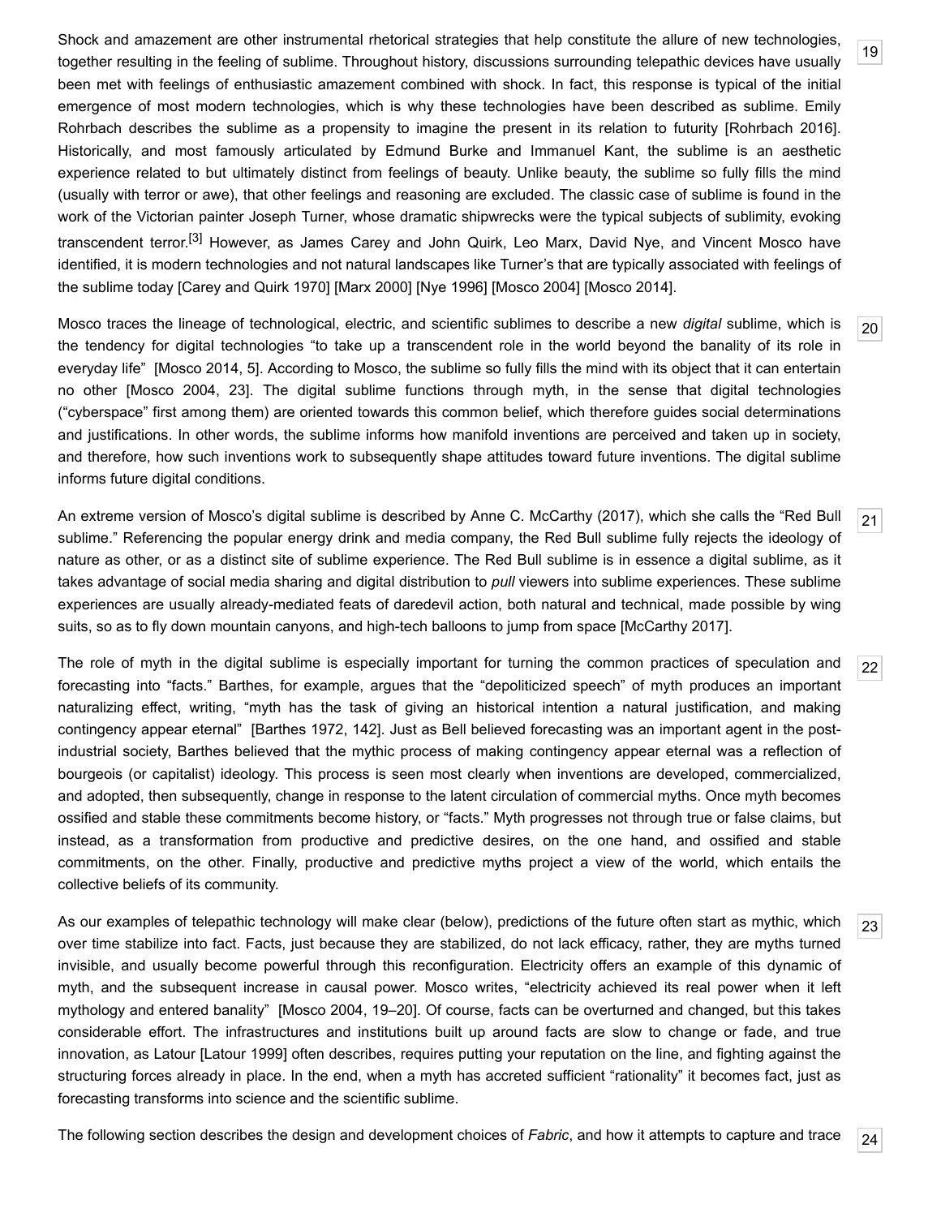Shock and amazement are other instrumental rhetorical strategies that help constitute the allure of new technologies, together resulting in the feeling of sublime. Throughout history, discussions surrounding telepathic devices have usually been met with feelings of enthusiastic amazement combined with shock. In fact, this response is typical of the initial emergence of most modern technologies, which is why these technologies have been described as sublime. Emily Rohrbach describes the sublime as a propensity to imagine the present in its relation to futurity [Rohrbach 2016]. Historically, and most famously articulated by Edmund Burke and Immanuel Kant, the sublime is an aesthetic experience related to but ultimately distinct from feelings of beauty. Unlike beauty, the sublime so fully fills the mind (usually with terror or awe), that other feelings and reasoning are excluded. The classic case of sublime is found in the work of the Victorian painter Joseph Turner, whose dramatic shipwrecks were the typical subjects of sublimity, evoking transcendent terror.[3] However, as James Carey and John Quirk, Leo Marx, David Nye, and Vincent Mosco have identified, it is modern technologies and not natural landscapes like Turner's that are typically associated with feelings of the sublime today [Carey and Quirk 1970] [Marx 2000] [Nye 1996] [Mosco 2004] [Mosco 2014].

Mosco traces the lineage of technological, electric, and scientific sublimes to describe a new *digital* sublime, which is the tendency for digital technologies "to take up a transcendent role in the world beyond the banality of its role in everyday life" [Mosco 2014, 5]. According to Mosco, the sublime so fully fills the mind with its object that it can entertain no other [Mosco 2004, 23]. The digital sublime functions through myth, in the sense that digital technologies ("cyberspace" first among them) are oriented towards this common belief, which therefore guides social determinations and justifications. In other words, the sublime informs how manifold inventions are perceived and taken up in society, and therefore, how such inventions work to subsequently shape attitudes toward future inventions. The digital sublime informs future digital conditions.

An extreme version of Mosco's digital sublime is described by Anne C. McCarthy (2017), which she calls the "Red Bull sublime." Referencing the popular energy drink and media company, the Red Bull sublime fully rejects the ideology of nature as other, or as a distinct site of sublime experience. The Red Bull sublime is in essence a digital sublime, as it takes advantage of social media sharing and digital distribution to *pull* viewers into sublime experiences. These sublime experiences are usually already-mediated feats of daredevil action, both natural and technical, made possible by wing suits, so as to fly down mountain canyons, and high-tech balloons to jump from space [McCarthy 2017].

The role of myth in the digital sublime is especially important for turning the common practices of speculation and forecasting into "facts." Barthes, for example, argues that the "depoliticized speech" of myth produces an important naturalizing effect, writing, "myth has the task of giving an historical intention a natural justification, and making contingency appear eternal" [Barthes 1972, 142]. Just as Bell believed forecasting was an important agent in the post-industrial society, Barthes believed that the mythic process of making contingency appear eternal was a reflection of bourgeois (or capitalist) ideology. This process is seen most clearly when inventions are developed, commercialized, and adopted, then subsequently, change in response to the latent circulation of commercial myths. Once myth becomes ossified and stable these commitments become history, or "facts." Myth progresses not through true or false claims, but instead, as a transformation from productive and predictive desires, on the one hand, and ossified and stable commitments, on the other. Finally, productive and predictive myths project a view of the world, which entails the collective beliefs of its community.

As our examples of telepathic technology will make clear (below), predictions of the future often start as mythic, which over time stabilize into fact. Facts, just because they are stabilized, do not lack efficacy, rather, they are myths turned invisible, and usually become powerful through this reconfiguration. Electricity offers an example of this dynamic of myth, and the subsequent increase in causal power. Mosco writes, "electricity achieved its real power when it left mythology and entered banality" [Mosco 2004, 19–20]. Of course, facts can be overturned and changed, but this takes considerable effort. The infrastructures and institutions built up around facts are slow to change or fade, and true innovation, as Latour [Latour 1999] often describes, requires putting your reputation on the line, and fighting against the structuring forces already in place. In the end, when a myth has accreted sufficient "rationality" it becomes fact, just as forecasting transforms into science and the scientific sublime.

The following section describes the design and development choices of *Fabric*, and how it attempts to capture and trace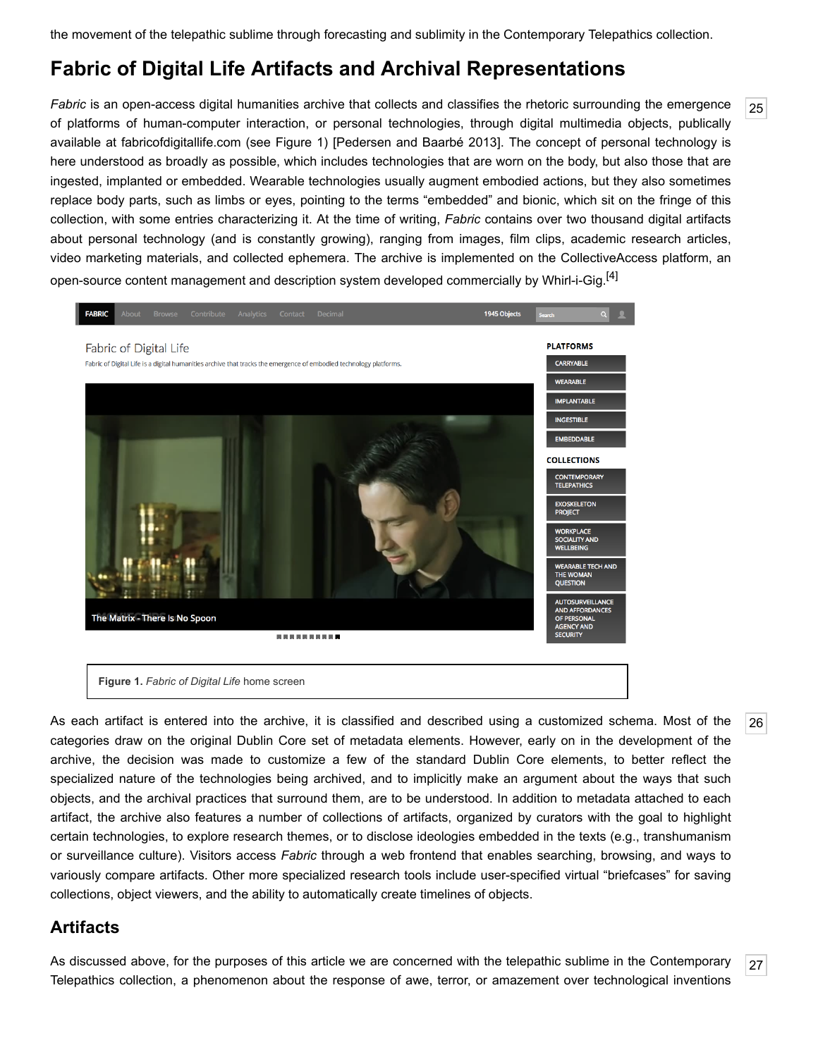the movement of the telepathic sublime through forecasting and sublimity in the Contemporary Telepathics collection.

## Fabric of Digital Life Artifacts and Archival Representations

*Fabric* is an open-access digital humanities archive that collects and classifies the rhetoric surrounding the emergence of platforms of human-computer interaction, or personal technologies, through digital multimedia objects, publically available at fabricofdigitallife.com (see Figure 1) [Pedersen and Baarbé 2013]. The concept of personal technology is here understood as broadly as possible, which includes technologies that are worn on the body, but also those that are ingested, implanted or embedded. Wearable technologies usually augment embodied actions, but they also sometimes replace body parts, such as limbs or eyes, pointing to the terms "embedded" and bionic, which sit on the fringe of this collection, with some entries characterizing it. At the time of writing, *Fabric* contains over two thousand digital artifacts about personal technology (and is constantly growing), ranging from images, film clips, academic research articles, video marketing materials, and collected ephemera. The archive is implemented on the CollectiveAccess platform, an open-source content management and description system developed commercially by Whirl-i-Gig.[4]

**Figure 1.** *Fabric of Digital Life* home screen

As each artifact is entered into the archive, it is classified and described using a customized schema. Most of the categories draw on the original Dublin Core set of metadata elements. However, early on in the development of the archive, the decision was made to customize a few of the standard Dublin Core elements, to better reflect the specialized nature of the technologies being archived, and to implicitly make an argument about the ways that such objects, and the archival practices that surround them, are to be understood. In addition to metadata attached to each artifact, the archive also features a number of collections of artifacts, organized by curators with the goal to highlight certain technologies, to explore research themes, or to disclose ideologies embedded in the texts (e.g., transhumanism or surveillance culture). Visitors access *Fabric* through a web frontend that enables searching, browsing, and ways to variously compare artifacts. Other more specialized research tools include user-specified virtual "briefcases" for saving collections, object viewers, and the ability to automatically create timelines of objects.

## Artifacts

As discussed above, for the purposes of this article we are concerned with the telepathic sublime in the Contemporary Telepathics collection, a phenomenon about the response of awe, terror, or amazement over technological inventions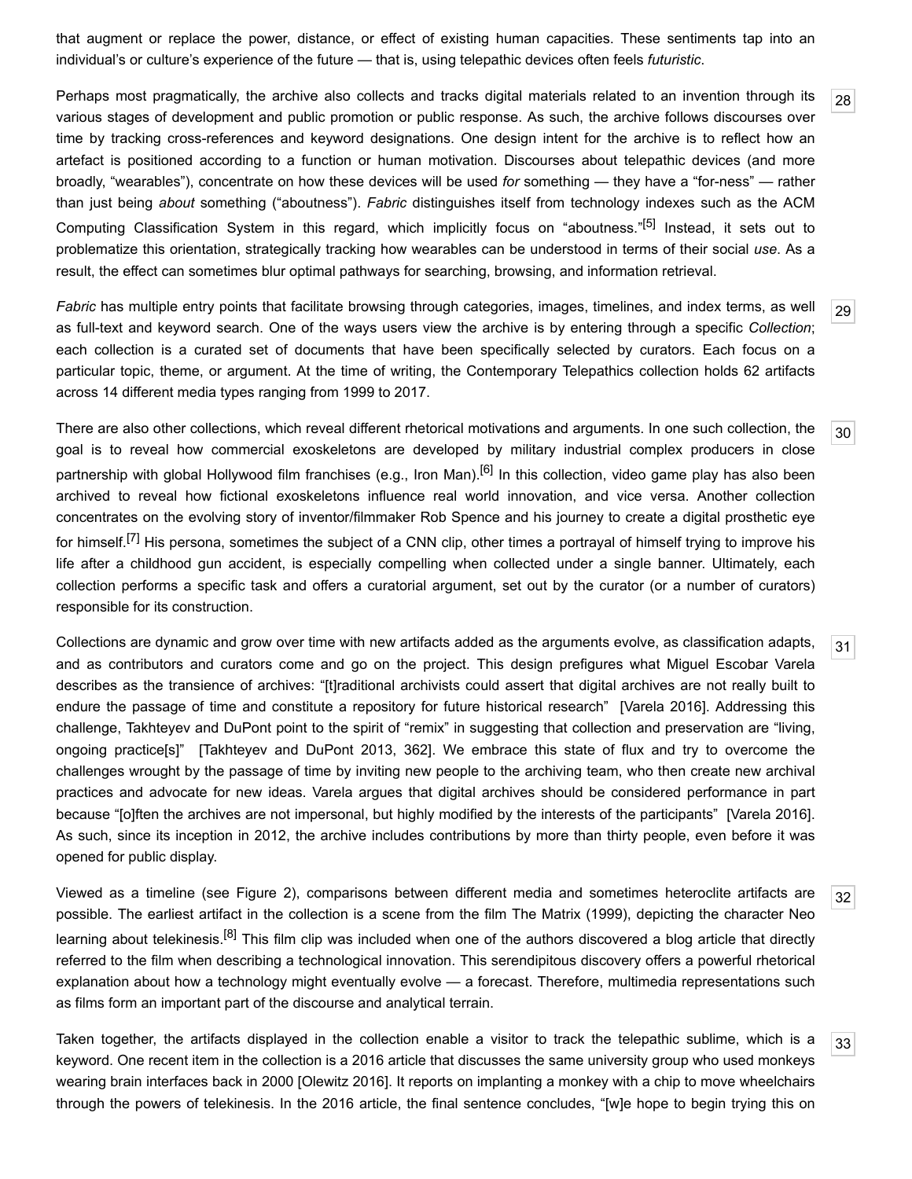that augment or replace the power, distance, or effect of existing human capacities. These sentiments tap into an individual's or culture's experience of the future — that is, using telepathic devices often feels *futuristic*.

Perhaps most pragmatically, the archive also collects and tracks digital materials related to an invention through its various stages of development and public promotion or public response. As such, the archive follows discourses over time by tracking cross-references and keyword designations. One design intent for the archive is to reflect how an artefact is positioned according to a function or human motivation. Discourses about telepathic devices (and more broadly, "wearables"), concentrate on how these devices will be used *for* something — they have a "for-ness" — rather than just being *about* something ("aboutness"). *Fabric* distinguishes itself from technology indexes such as the ACM Computing Classification System in this regard, which implicitly focus on "aboutness."[5] Instead, it sets out to problematize this orientation, strategically tracking how wearables can be understood in terms of their social *use*. As a result, the effect can sometimes blur optimal pathways for searching, browsing, and information retrieval.

*Fabric* has multiple entry points that facilitate browsing through categories, images, timelines, and index terms, as well as full-text and keyword search. One of the ways users view the archive is by entering through a specific *Collection*; each collection is a curated set of documents that have been specifically selected by curators. Each focus on a particular topic, theme, or argument. At the time of writing, the Contemporary Telepathics collection holds 62 artifacts across 14 different media types ranging from 1999 to 2017.

There are also other collections, which reveal different rhetorical motivations and arguments. In one such collection, the goal is to reveal how commercial exoskeletons are developed by military industrial complex producers in close partnership with global Hollywood film franchises (e.g., Iron Man).[6] In this collection, video game play has also been archived to reveal how fictional exoskeletons influence real world innovation, and vice versa. Another collection concentrates on the evolving story of inventor/filmmaker Rob Spence and his journey to create a digital prosthetic eye for himself.[7] His persona, sometimes the subject of a CNN clip, other times a portrayal of himself trying to improve his life after a childhood gun accident, is especially compelling when collected under a single banner. Ultimately, each collection performs a specific task and offers a curatorial argument, set out by the curator (or a number of curators) responsible for its construction.

Collections are dynamic and grow over time with new artifacts added as the arguments evolve, as classification adapts, and as contributors and curators come and go on the project. This design prefigures what Miguel Escobar Varela describes as the transience of archives: "[t]raditional archivists could assert that digital archives are not really built to endure the passage of time and constitute a repository for future historical research" [Varela 2016]. Addressing this challenge, Takhteyev and DuPont point to the spirit of "remix" in suggesting that collection and preservation are "living, ongoing practice[s]" [Takhteyev and DuPont 2013, 362]. We embrace this state of flux and try to overcome the challenges wrought by the passage of time by inviting new people to the archiving team, who then create new archival practices and advocate for new ideas. Varela argues that digital archives should be considered performance in part because "[o]ften the archives are not impersonal, but highly modified by the interests of the participants" [Varela 2016]. As such, since its inception in 2012, the archive includes contributions by more than thirty people, even before it was opened for public display.

Viewed as a timeline (see Figure 2), comparisons between different media and sometimes heteroclite artifacts are possible. The earliest artifact in the collection is a scene from the film The Matrix (1999), depicting the character Neo learning about telekinesis.[8] This film clip was included when one of the authors discovered a blog article that directly referred to the film when describing a technological innovation. This serendipitous discovery offers a powerful rhetorical explanation about how a technology might eventually evolve — a forecast. Therefore, multimedia representations such as films form an important part of the discourse and analytical terrain.

Taken together, the artifacts displayed in the collection enable a visitor to track the telepathic sublime, which is a keyword. One recent item in the collection is a 2016 article that discusses the same university group who used monkeys wearing brain interfaces back in 2000 [Olewitz 2016]. It reports on implanting a monkey with a chip to move wheelchairs through the powers of telekinesis. In the 2016 article, the final sentence concludes, "[w]e hope to begin trying this on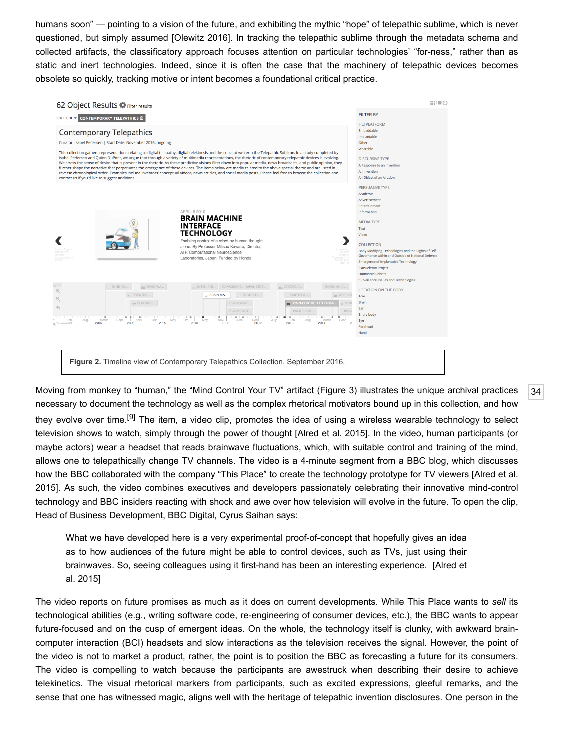humans soon" — pointing to a vision of the future, and exhibiting the mythic "hope" of telepathic sublime, which is never questioned, but simply assumed [Olewitz 2016]. In tracking the telepathic sublime through the metadata schema and collected artifacts, the classificatory approach focuses attention on particular technologies' "for-ness," rather than as static and inert technologies. Indeed, since it is often the case that the machinery of telepathic devices becomes obsolete so quickly, tracking motive or intent becomes a foundational critical practice.

**Figure 2.** Timeline view of Contemporary Telepathics Collection, September 2016.

Moving from monkey to "human," the "Mind Control Your TV" artifact (Figure 3) illustrates the unique archival practices necessary to document the technology as well as the complex rhetorical motivators bound up in this collection, and how they evolve over time.[9] The item, a video clip, promotes the idea of using a wireless wearable technology to select television shows to watch, simply through the power of thought [Alred et al. 2015]. In the video, human participants (or maybe actors) wear a headset that reads brainwave fluctuations, which, with suitable control and training of the mind, allows one to telepathically change TV channels. The video is a 4-minute segment from a BBC blog, which discusses how the BBC collaborated with the company "This Place" to create the technology prototype for TV viewers [Alred et al. 2015]. As such, the video combines executives and developers passionately celebrating their innovative mind-control technology and BBC insiders reacting with shock and awe over how television will evolve in the future. To open the clip, Head of Business Development, BBC Digital, Cyrus Saihan says:

> What we have developed here is a very experimental proof-of-concept that hopefully gives an idea as to how audiences of the future might be able to control devices, such as TVs, just using their brainwaves. So, seeing colleagues using it first-hand has been an interesting experience. [Alred et al. 2015]

The video reports on future promises as much as it does on current developments. While This Place wants to *sell* its technological abilities (e.g., writing software code, re-engineering of consumer devices, etc.), the BBC wants to appear future-focused and on the cusp of emergent ideas. On the whole, the technology itself is clunky, with awkward brain-computer interaction (BCI) headsets and slow interactions as the television receives the signal. However, the point of the video is not to market a product, rather, the point is to position the BBC as forecasting a future for its consumers. The video is compelling to watch because the participants are awestruck when describing their desire to achieve telekinetics. The visual rhetorical markers from participants, such as excited expressions, gleeful remarks, and the sense that one has witnessed magic, aligns well with the heritage of telepathic invention disclosures. One person in the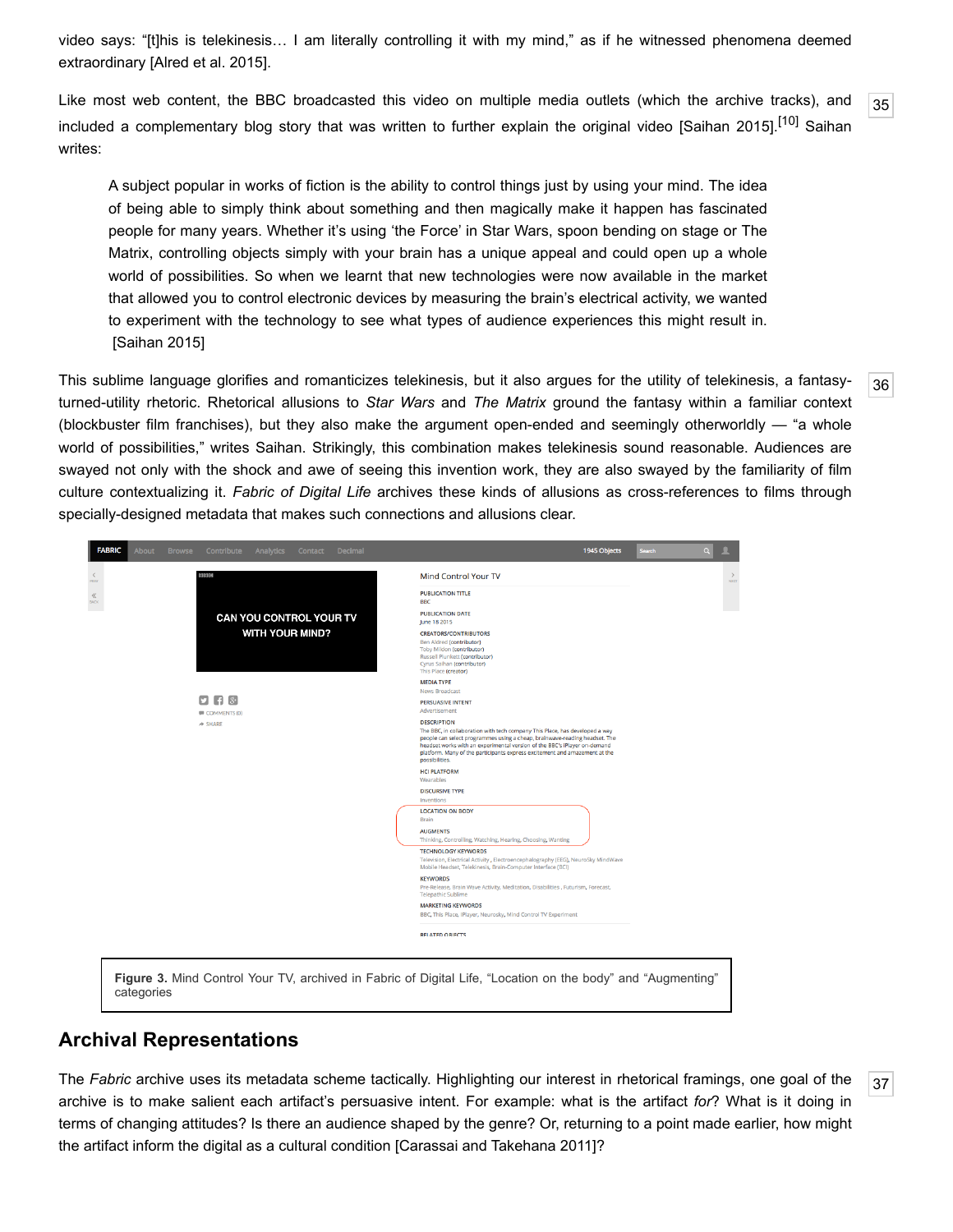video says: "[t]his is telekinesis… I am literally controlling it with my mind," as if he witnessed phenomena deemed extraordinary [Alred et al. 2015].

Like most web content, the BBC broadcasted this video on multiple media outlets (which the archive tracks), and included a complementary blog story that was written to further explain the original video [Saihan 2015].[10] Saihan writes:

> A subject popular in works of fiction is the ability to control things just by using your mind. The idea of being able to simply think about something and then magically make it happen has fascinated people for many years. Whether it's using 'the Force' in Star Wars, spoon bending on stage or The Matrix, controlling objects simply with your brain has a unique appeal and could open up a whole world of possibilities. So when we learnt that new technologies were now available in the market that allowed you to control electronic devices by measuring the brain's electrical activity, we wanted to experiment with the technology to see what types of audience experiences this might result in. [Saihan 2015]

This sublime language glorifies and romanticizes telekinesis, but it also argues for the utility of telekinesis, a fantasy-turned-utility rhetoric. Rhetorical allusions to *Star Wars* and *The Matrix* ground the fantasy within a familiar context (blockbuster film franchises), but they also make the argument open-ended and seemingly otherworldly — "a whole world of possibilities," writes Saihan. Strikingly, this combination makes telekinesis sound reasonable. Audiences are swayed not only with the shock and awe of seeing this invention work, they are also swayed by the familiarity of film culture contextualizing it. *Fabric of Digital Life* archives these kinds of allusions as cross-references to films through specially-designed metadata that makes such connections and allusions clear.

**Figure 3.** Mind Control Your TV, archived in Fabric of Digital Life, "Location on the body" and "Augmenting" categories

## Archival Representations

The *Fabric* archive uses its metadata scheme tactically. Highlighting our interest in rhetorical framings, one goal of the archive is to make salient each artifact's persuasive intent. For example: what is the artifact *for*? What is it doing in terms of changing attitudes? Is there an audience shaped by the genre? Or, returning to a point made earlier, how might the artifact inform the digital as a cultural condition [Carassai and Takehana 2011]?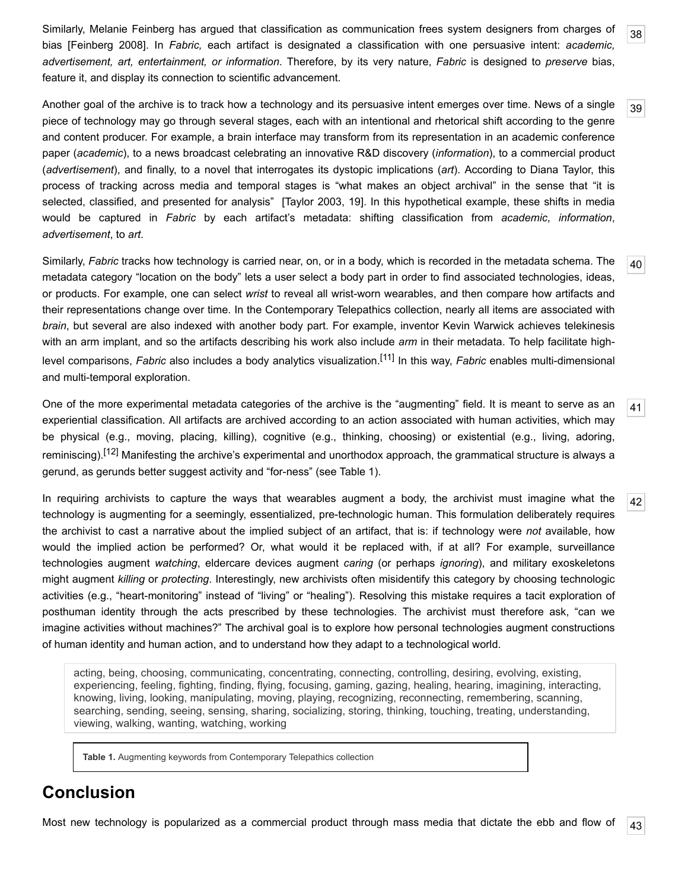Similarly, Melanie Feinberg has argued that classification as communication frees system designers from charges of bias [Feinberg 2008]. In *Fabric,* each artifact is designated a classification with one persuasive intent: *academic, advertisement, art, entertainment, or information*. Therefore, by its very nature, *Fabric* is designed to *preserve* bias, feature it, and display its connection to scientific advancement.

Another goal of the archive is to track how a technology and its persuasive intent emerges over time. News of a single piece of technology may go through several stages, each with an intentional and rhetorical shift according to the genre and content producer. For example, a brain interface may transform from its representation in an academic conference paper (*academic*), to a news broadcast celebrating an innovative R&D discovery (*information*), to a commercial product (*advertisement*), and finally, to a novel that interrogates its dystopic implications (*art*). According to Diana Taylor, this process of tracking across media and temporal stages is "what makes an object archival" in the sense that "it is selected, classified, and presented for analysis" [Taylor 2003, 19]. In this hypothetical example, these shifts in media would be captured in *Fabric* by each artifact's metadata: shifting classification from *academic*, *information*, *advertisement*, to *art*.

Similarly, *Fabric* tracks how technology is carried near, on, or in a body, which is recorded in the metadata schema. The metadata category "location on the body" lets a user select a body part in order to find associated technologies, ideas, or products. For example, one can select *wrist* to reveal all wrist-worn wearables, and then compare how artifacts and their representations change over time. In the Contemporary Telepathics collection, nearly all items are associated with *brain*, but several are also indexed with another body part. For example, inventor Kevin Warwick achieves telekinesis with an arm implant, and so the artifacts describing his work also include *arm* in their metadata. To help facilitate high-level comparisons, *Fabric* also includes a body analytics visualization.[11] In this way, *Fabric* enables multi-dimensional and multi-temporal exploration.

One of the more experimental metadata categories of the archive is the "augmenting" field. It is meant to serve as an experiential classification. All artifacts are archived according to an action associated with human activities, which may be physical (e.g., moving, placing, killing), cognitive (e.g., thinking, choosing) or existential (e.g., living, adoring, reminiscing).[12] Manifesting the archive's experimental and unorthodox approach, the grammatical structure is always a gerund, as gerunds better suggest activity and "for-ness" (see Table 1).

In requiring archivists to capture the ways that wearables augment a body, the archivist must imagine what the technology is augmenting for a seemingly, essentialized, pre-technologic human. This formulation deliberately requires the archivist to cast a narrative about the implied subject of an artifact, that is: if technology were *not* available, how would the implied action be performed? Or, what would it be replaced with, if at all? For example, surveillance technologies augment *watching*, eldercare devices augment *caring* (or perhaps *ignoring*), and military exoskeletons might augment *killing* or *protecting*. Interestingly, new archivists often misidentify this category by choosing technologic activities (e.g., "heart-monitoring" instead of "living" or "healing"). Resolving this mistake requires a tacit exploration of posthuman identity through the acts prescribed by these technologies. The archivist must therefore ask, "can we imagine activities without machines?" The archival goal is to explore how personal technologies augment constructions of human identity and human action, and to understand how they adapt to a technological world.

acting, being, choosing, communicating, concentrating, connecting, controlling, desiring, evolving, existing, experiencing, feeling, fighting, finding, flying, focusing, gaming, gazing, healing, hearing, imagining, interacting, knowing, living, looking, manipulating, moving, playing, recognizing, reconnecting, remembering, scanning, searching, sending, seeing, sensing, sharing, socializing, storing, thinking, touching, treating, understanding, viewing, walking, wanting, watching, working

**Table 1.** Augmenting keywords from Contemporary Telepathics collection

## Conclusion

Most new technology is popularized as a commercial product through mass media that dictate the ebb and flow of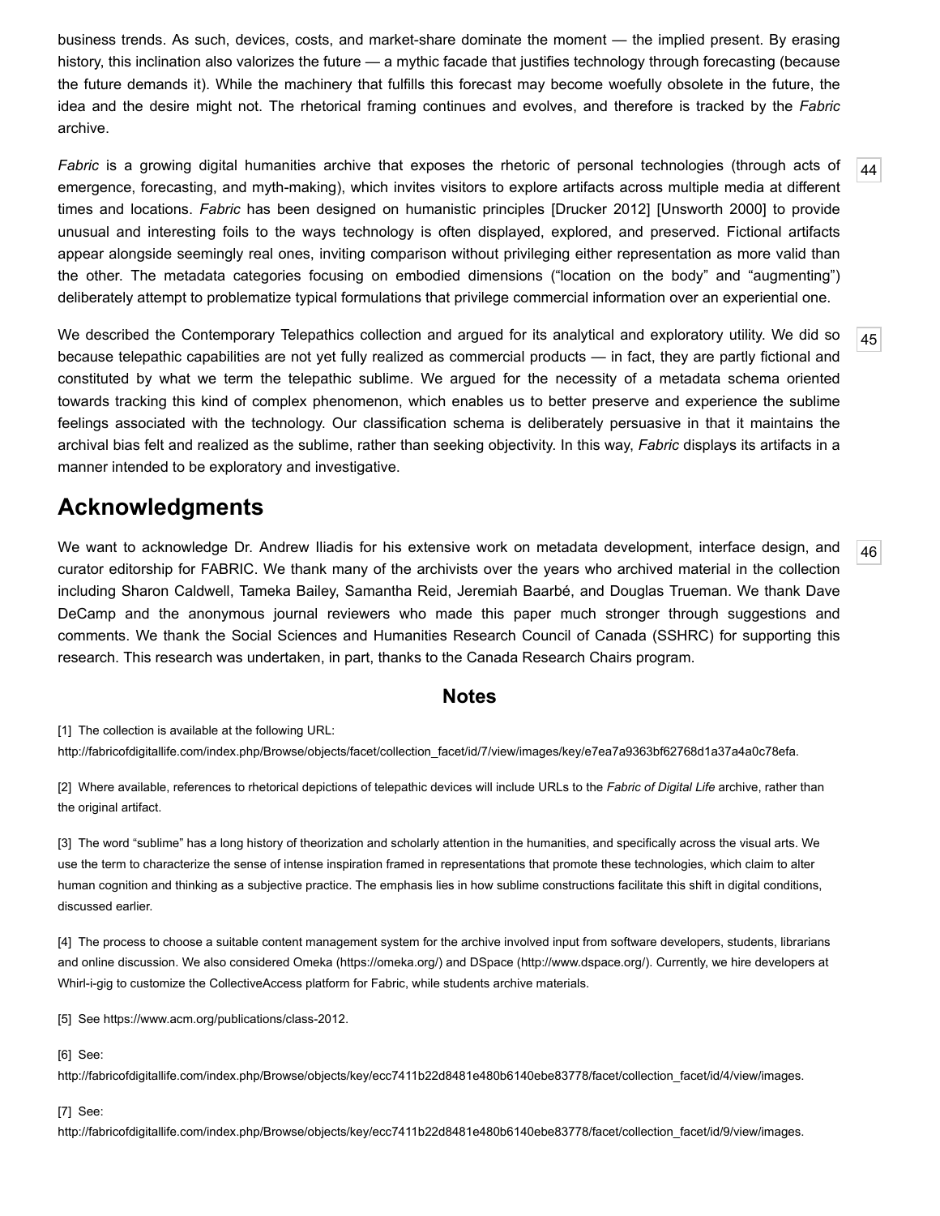business trends. As such, devices, costs, and market-share dominate the moment — the implied present. By erasing history, this inclination also valorizes the future — a mythic facade that justifies technology through forecasting (because the future demands it). While the machinery that fulfills this forecast may become woefully obsolete in the future, the idea and the desire might not. The rhetorical framing continues and evolves, and therefore is tracked by the *Fabric* archive.

*Fabric* is a growing digital humanities archive that exposes the rhetoric of personal technologies (through acts of emergence, forecasting, and myth-making), which invites visitors to explore artifacts across multiple media at different times and locations. *Fabric* has been designed on humanistic principles [Drucker 2012] [Unsworth 2000] to provide unusual and interesting foils to the ways technology is often displayed, explored, and preserved. Fictional artifacts appear alongside seemingly real ones, inviting comparison without privileging either representation as more valid than the other. The metadata categories focusing on embodied dimensions ("location on the body" and "augmenting") deliberately attempt to problematize typical formulations that privilege commercial information over an experiential one.

We described the Contemporary Telepathics collection and argued for its analytical and exploratory utility. We did so because telepathic capabilities are not yet fully realized as commercial products — in fact, they are partly fictional and constituted by what we term the telepathic sublime. We argued for the necessity of a metadata schema oriented towards tracking this kind of complex phenomenon, which enables us to better preserve and experience the sublime feelings associated with the technology. Our classification schema is deliberately persuasive in that it maintains the archival bias felt and realized as the sublime, rather than seeking objectivity. In this way, *Fabric* displays its artifacts in a manner intended to be exploratory and investigative.

## Acknowledgments

We want to acknowledge Dr. Andrew Iliadis for his extensive work on metadata development, interface design, and curator editorship for FABRIC. We thank many of the archivists over the years who archived material in the collection including Sharon Caldwell, Tameka Bailey, Samantha Reid, Jeremiah Baarbé, and Douglas Trueman. We thank Dave DeCamp and the anonymous journal reviewers who made this paper much stronger through suggestions and comments. We thank the Social Sciences and Humanities Research Council of Canada (SSHRC) for supporting this research. This research was undertaken, in part, thanks to the Canada Research Chairs program.

### Notes

[1] The collection is available at the following URL: http://fabricofdigitallife.com/index.php/Browse/objects/facet/collection_facet/id/7/view/images/key/e7ea7a9363bf62768d1a37a4a0c78efa.

[2] Where available, references to rhetorical depictions of telepathic devices will include URLs to the *Fabric of Digital Life* archive, rather than the original artifact.

[3] The word "sublime" has a long history of theorization and scholarly attention in the humanities, and specifically across the visual arts. We use the term to characterize the sense of intense inspiration framed in representations that promote these technologies, which claim to alter human cognition and thinking as a subjective practice. The emphasis lies in how sublime constructions facilitate this shift in digital conditions, discussed earlier.

[4] The process to choose a suitable content management system for the archive involved input from software developers, students, librarians and online discussion. We also considered Omeka (https://omeka.org/) and DSpace (http://www.dspace.org/). Currently, we hire developers at Whirl-i-gig to customize the CollectiveAccess platform for Fabric, while students archive materials.

[5] See https://www.acm.org/publications/class-2012.

[6] See: http://fabricofdigitallife.com/index.php/Browse/objects/key/ecc7411b22d8481e480b6140ebe83778/facet/collection_facet/id/4/view/images.

[7] See: http://fabricofdigitallife.com/index.php/Browse/objects/key/ecc7411b22d8481e480b6140ebe83778/facet/collection_facet/id/9/view/images.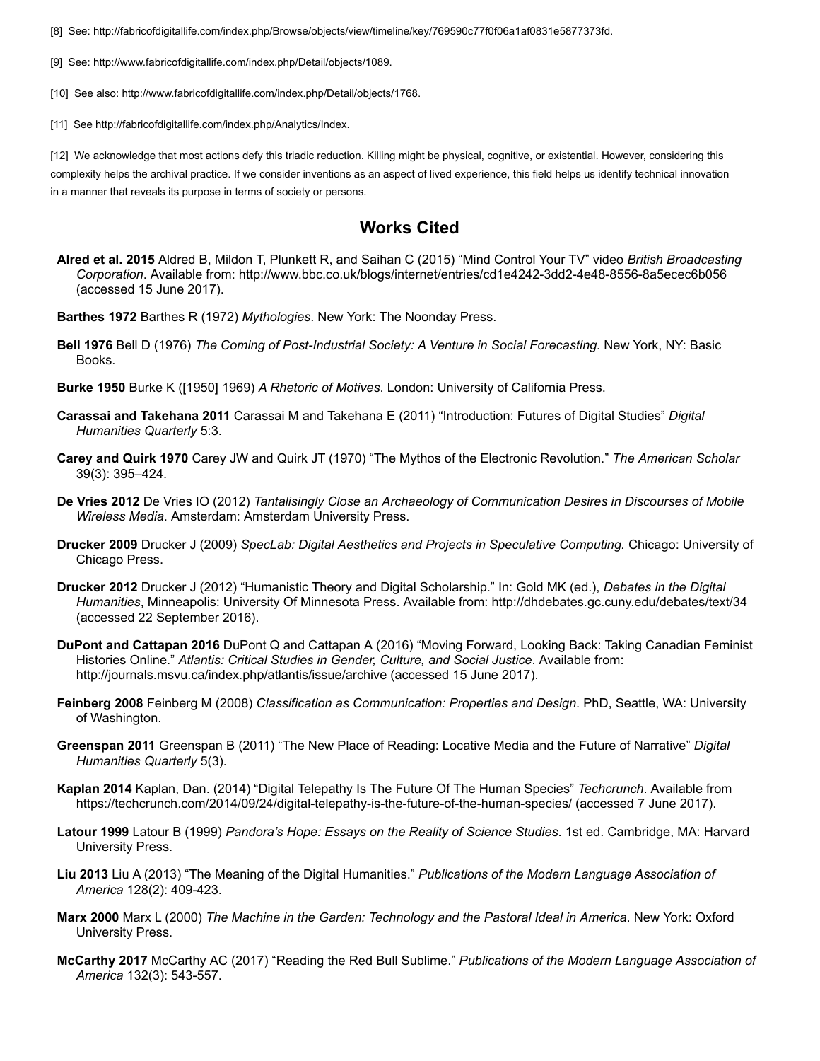[8] See: http://fabricofdigitallife.com/index.php/Browse/objects/view/timeline/key/769590c77f0f06a1af0831e5877373fd.

[9] See: http://www.fabricofdigitallife.com/index.php/Detail/objects/1089.

[10] See also: http://www.fabricofdigitallife.com/index.php/Detail/objects/1768.

[11] See http://fabricofdigitallife.com/index.php/Analytics/Index.

[12] We acknowledge that most actions defy this triadic reduction. Killing might be physical, cognitive, or existential. However, considering this complexity helps the archival practice. If we consider inventions as an aspect of lived experience, this field helps us identify technical innovation in a manner that reveals its purpose in terms of society or persons.

## Works Cited

**Alred et al. 2015** Aldred B, Mildon T, Plunkett R, and Saihan C (2015) “Mind Control Your TV” video *British Broadcasting Corporation*. Available from: http://www.bbc.co.uk/blogs/internet/entries/cd1e4242-3dd2-4e48-8556-8a5ecec6b056 (accessed 15 June 2017).

**Barthes 1972** Barthes R (1972) *Mythologies*. New York: The Noonday Press.

**Bell 1976** Bell D (1976) *The Coming of Post-Industrial Society: A Venture in Social Forecasting*. New York, NY: Basic Books.

**Burke 1950** Burke K ([1950] 1969) *A Rhetoric of Motives*. London: University of California Press.

**Carassai and Takehana 2011** Carassai M and Takehana E (2011) “Introduction: Futures of Digital Studies” *Digital Humanities Quarterly* 5:3.

**Carey and Quirk 1970** Carey JW and Quirk JT (1970) “The Mythos of the Electronic Revolution.” *The American Scholar* 39(3): 395–424.

**De Vries 2012** De Vries IO (2012) *Tantalisingly Close an Archaeology of Communication Desires in Discourses of Mobile Wireless Media*. Amsterdam: Amsterdam University Press.

**Drucker 2009** Drucker J (2009) *SpecLab: Digital Aesthetics and Projects in Speculative Computing.* Chicago: University of Chicago Press.

**Drucker 2012** Drucker J (2012) “Humanistic Theory and Digital Scholarship.” In: Gold MK (ed.), *Debates in the Digital Humanities*, Minneapolis: University Of Minnesota Press. Available from: http://dhdebates.gc.cuny.edu/debates/text/34 (accessed 22 September 2016).

**DuPont and Cattapan 2016** DuPont Q and Cattapan A (2016) “Moving Forward, Looking Back: Taking Canadian Feminist Histories Online.” *Atlantis: Critical Studies in Gender, Culture, and Social Justice*. Available from: http://journals.msvu.ca/index.php/atlantis/issue/archive (accessed 15 June 2017).

**Feinberg 2008** Feinberg M (2008) *Classification as Communication: Properties and Design*. PhD, Seattle, WA: University of Washington.

**Greenspan 2011** Greenspan B (2011) “The New Place of Reading: Locative Media and the Future of Narrative” *Digital Humanities Quarterly* 5(3).

**Kaplan 2014** Kaplan, Dan. (2014) “Digital Telepathy Is The Future Of The Human Species” *Techcrunch*. Available from https://techcrunch.com/2014/09/24/digital-telepathy-is-the-future-of-the-human-species/ (accessed 7 June 2017).

**Latour 1999** Latour B (1999) *Pandora’s Hope: Essays on the Reality of Science Studies*. 1st ed. Cambridge, MA: Harvard University Press.

**Liu 2013** Liu A (2013) “The Meaning of the Digital Humanities.” *Publications of the Modern Language Association of America* 128(2): 409-423.

**Marx 2000** Marx L (2000) *The Machine in the Garden: Technology and the Pastoral Ideal in America*. New York: Oxford University Press.

**McCarthy 2017** McCarthy AC (2017) “Reading the Red Bull Sublime.” *Publications of the Modern Language Association of America* 132(3): 543-557.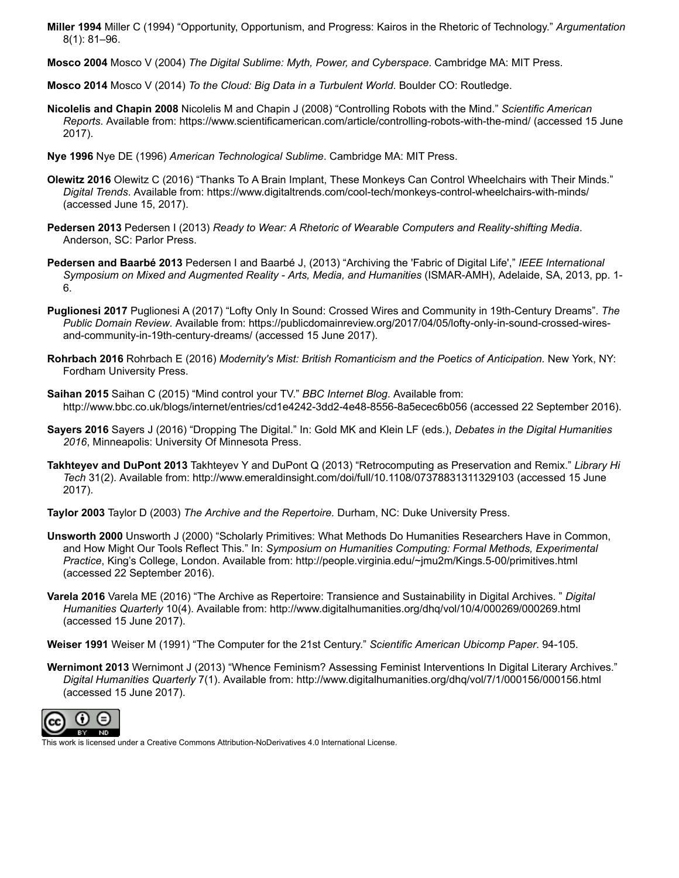**Miller 1994** Miller C (1994) “Opportunity, Opportunism, and Progress: Kairos in the Rhetoric of Technology.” *Argumentation* 8(1): 81–96.

**Mosco 2004** Mosco V (2004) *The Digital Sublime: Myth, Power, and Cyberspace*. Cambridge MA: MIT Press.

**Mosco 2014** Mosco V (2014) *To the Cloud: Big Data in a Turbulent World*. Boulder CO: Routledge.

**Nicolelis and Chapin 2008** Nicolelis M and Chapin J (2008) “Controlling Robots with the Mind.” *Scientific American Reports*. Available from: https://www.scientificamerican.com/article/controlling-robots-with-the-mind/ (accessed 15 June 2017).

**Nye 1996** Nye DE (1996) *American Technological Sublime*. Cambridge MA: MIT Press.

**Olewitz 2016** Olewitz C (2016) “Thanks To A Brain Implant, These Monkeys Can Control Wheelchairs with Their Minds.” *Digital Trends*. Available from: https://www.digitaltrends.com/cool-tech/monkeys-control-wheelchairs-with-minds/ (accessed June 15, 2017).

**Pedersen 2013** Pedersen I (2013) *Ready to Wear: A Rhetoric of Wearable Computers and Reality-shifting Media*. Anderson, SC: Parlor Press.

**Pedersen and Baarbé 2013** Pedersen I and Baarbé J, (2013) “Archiving the 'Fabric of Digital Life',” *IEEE International Symposium on Mixed and Augmented Reality - Arts, Media, and Humanities* (ISMAR-AMH), Adelaide, SA, 2013, pp. 1-6.

**Puglionesi 2017** Puglionesi A (2017) “Lofty Only In Sound: Crossed Wires and Community in 19th-Century Dreams”. *The Public Domain Review*. Available from: https://publicdomainreview.org/2017/04/05/lofty-only-in-sound-crossed-wires-and-community-in-19th-century-dreams/ (accessed 15 June 2017).

**Rohrbach 2016** Rohrbach E (2016) *Modernity's Mist: British Romanticism and the Poetics of Anticipation.* New York, NY: Fordham University Press.

**Saihan 2015** Saihan C (2015) “Mind control your TV.” *BBC Internet Blog*. Available from: http://www.bbc.co.uk/blogs/internet/entries/cd1e4242-3dd2-4e48-8556-8a5ecec6b056 (accessed 22 September 2016).

**Sayers 2016** Sayers J (2016) “Dropping The Digital.” In: Gold MK and Klein LF (eds.), *Debates in the Digital Humanities 2016*, Minneapolis: University Of Minnesota Press.

**Takhteyev and DuPont 2013** Takhteyev Y and DuPont Q (2013) “Retrocomputing as Preservation and Remix.” *Library Hi Tech* 31(2). Available from: http://www.emeraldinsight.com/doi/full/10.1108/07378831311329103 (accessed 15 June 2017).

**Taylor 2003** Taylor D (2003) *The Archive and the Repertoire.* Durham, NC: Duke University Press.

**Unsworth 2000** Unsworth J (2000) “Scholarly Primitives: What Methods Do Humanities Researchers Have in Common, and How Might Our Tools Reflect This.” In: *Symposium on Humanities Computing: Formal Methods, Experimental Practice*, King’s College, London. Available from: http://people.virginia.edu/~jmu2m/Kings.5-00/primitives.html (accessed 22 September 2016).

**Varela 2016** Varela ME (2016) “The Archive as Repertoire: Transience and Sustainability in Digital Archives. ” *Digital Humanities Quarterly* 10(4). Available from: http://www.digitalhumanities.org/dhq/vol/10/4/000269/000269.html (accessed 15 June 2017).

**Weiser 1991** Weiser M (1991) “The Computer for the 21st Century.” *Scientific American Ubicomp Paper*. 94-105.

**Wernimont 2013** Wernimont J (2013) “Whence Feminism? Assessing Feminist Interventions In Digital Literary Archives.” *Digital Humanities Quarterly* 7(1). Available from: http://www.digitalhumanities.org/dhq/vol/7/1/000156/000156.html (accessed 15 June 2017).

This work is licensed under a Creative Commons Attribution-NoDerivatives 4.0 International License.